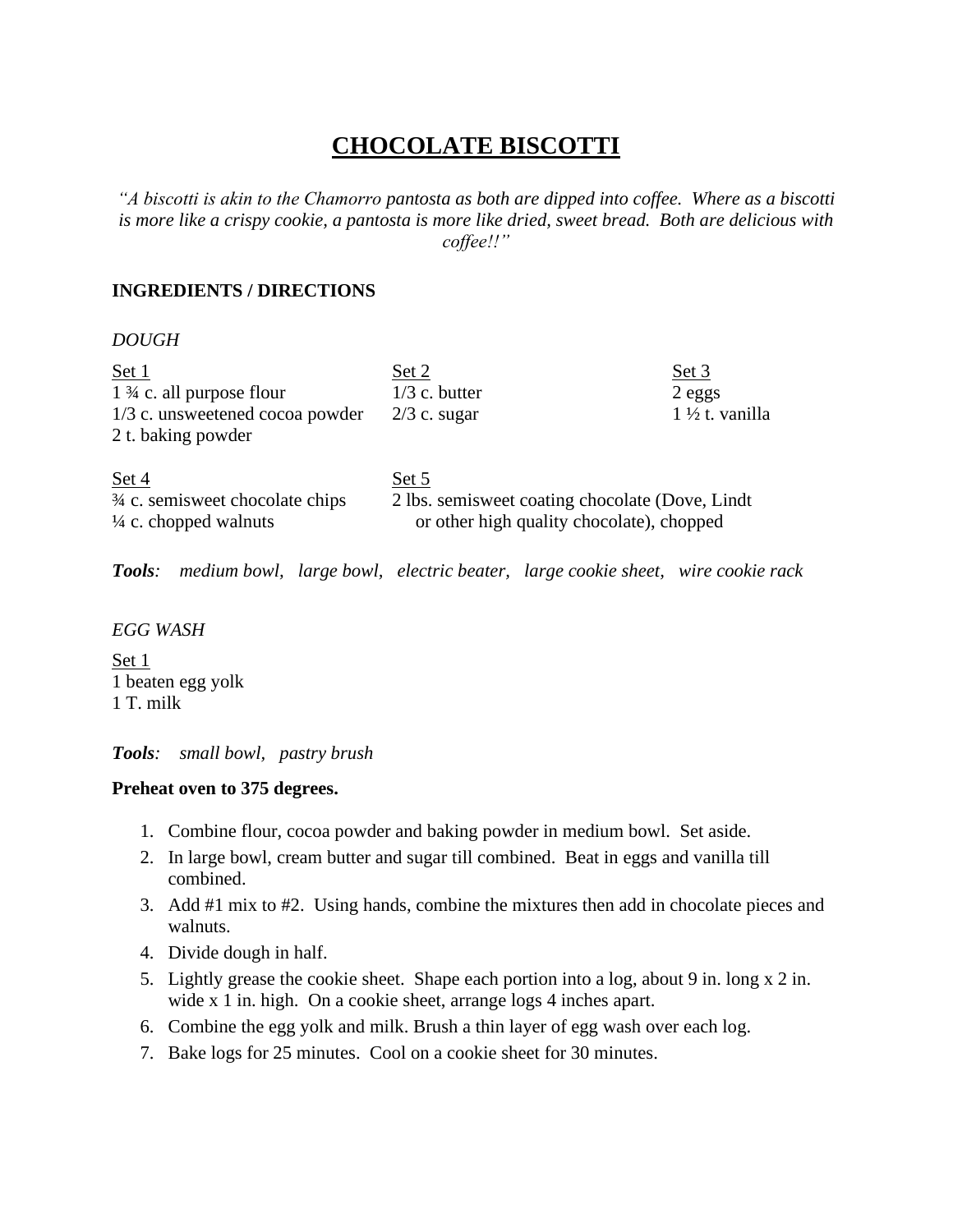# CHOCOLATE BISCOTTI

*"A biscotti is akin to the Chamorro pantosta as both are dipped into coffee. Where as a biscotti is more like a crispy cookie, a pantosta is more like dried, sweet bread. Both are delicious with coffee!!"*

**INGREDIENTS / DIRECTIONS**

*DOUGH*

<u>Set 1</u>
1 ¾ c. all purpose flour
1/3 c. unsweetened cocoa powder
2 t. baking powder

<u>Set 2</u>
1/3 c. butter
2/3 c. sugar

<u>Set 3</u>
2 eggs
1 ½ t. vanilla

<u>Set 4</u>
¾ c. semisweet chocolate chips
¼ c. chopped walnuts

<u>Set 5</u>
2 lbs. semisweet coating chocolate (Dove, Lindt or other high quality chocolate), chopped

***Tools**: medium bowl, large bowl, electric beater, large cookie sheet, wire cookie rack*

*EGG WASH*

<u>Set 1</u>
1 beaten egg yolk
1 T. milk

***Tools**: small bowl, pastry brush*

**Preheat oven to 375 degrees.**

1. Combine flour, cocoa powder and baking powder in medium bowl. Set aside.
2. In large bowl, cream butter and sugar till combined. Beat in eggs and vanilla till combined.
3. Add #1 mix to #2. Using hands, combine the mixtures then add in chocolate pieces and walnuts.
4. Divide dough in half.
5. Lightly grease the cookie sheet. Shape each portion into a log, about 9 in. long x 2 in. wide x 1 in. high. On a cookie sheet, arrange logs 4 inches apart.
6. Combine the egg yolk and milk. Brush a thin layer of egg wash over each log.
7. Bake logs for 25 minutes. Cool on a cookie sheet for 30 minutes.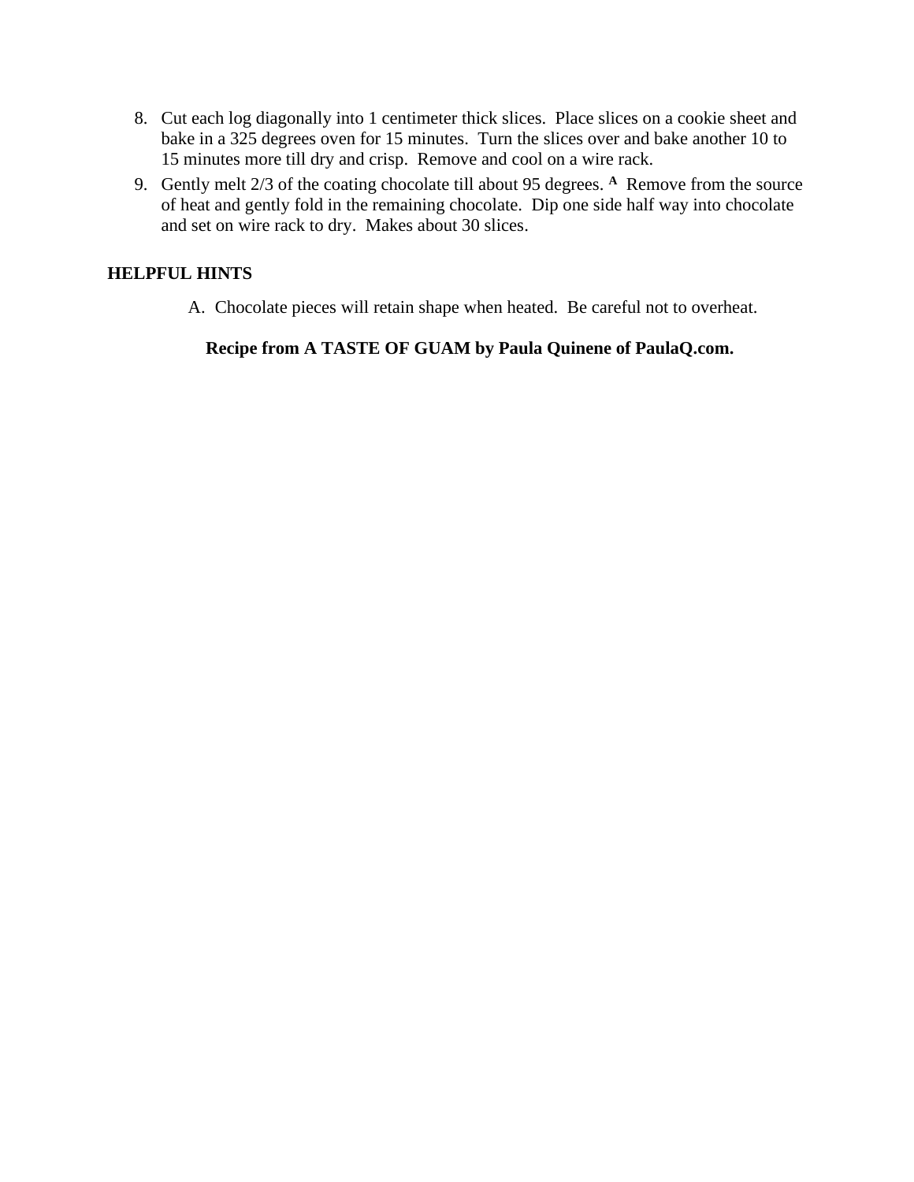8. Cut each log diagonally into 1 centimeter thick slices.  Place slices on a cookie sheet and bake in a 325 degrees oven for 15 minutes.  Turn the slices over and bake another 10 to 15 minutes more till dry and crisp.  Remove and cool on a wire rack.
9. Gently melt 2/3 of the coating chocolate till about 95 degrees. [A]  Remove from the source of heat and gently fold in the remaining chocolate.  Dip one side half way into chocolate and set on wire rack to dry.  Makes about 30 slices.

**HELPFUL HINTS**

A. Chocolate pieces will retain shape when heated.  Be careful not to overheat.

**Recipe from A TASTE OF GUAM by Paula Quinene of PaulaQ.com.**